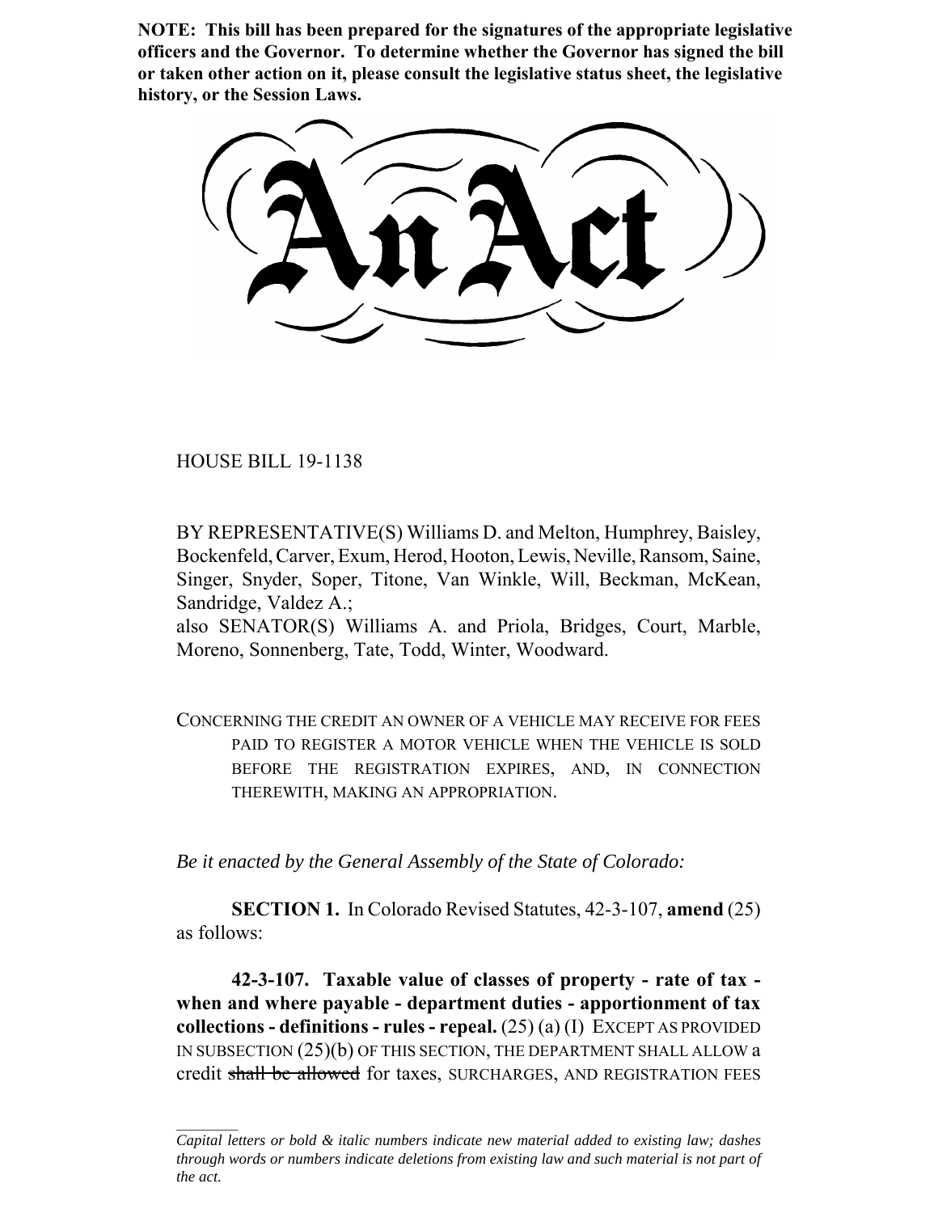**NOTE: This bill has been prepared for the signatures of the appropriate legislative officers and the Governor. To determine whether the Governor has signed the bill or taken other action on it, please consult the legislative status sheet, the legislative history, or the Session Laws.**

# An Act

HOUSE BILL 19-1138

BY REPRESENTATIVE(S) Williams D. and Melton, Humphrey, Baisley, Bockenfeld, Carver, Exum, Herod, Hooton, Lewis, Neville, Ransom, Saine, Singer, Snyder, Soper, Titone, Van Winkle, Will, Beckman, McKean, Sandridge, Valdez A.;
also SENATOR(S) Williams A. and Priola, Bridges, Court, Marble, Moreno, Sonnenberg, Tate, Todd, Winter, Woodward.

CONCERNING THE CREDIT AN OWNER OF A VEHICLE MAY RECEIVE FOR FEES PAID TO REGISTER A MOTOR VEHICLE WHEN THE VEHICLE IS SOLD BEFORE THE REGISTRATION EXPIRES, AND, IN CONNECTION THEREWITH, MAKING AN APPROPRIATION.

*Be it enacted by the General Assembly of the State of Colorado:*

**SECTION 1.** In Colorado Revised Statutes, 42-3-107, **amend** (25) as follows:

**42-3-107. Taxable value of classes of property - rate of tax - when and where payable - department duties - apportionment of tax collections - definitions - rules - repeal.** (25) (a) (I) EXCEPT AS PROVIDED IN SUBSECTION (25)(b) OF THIS SECTION, THE DEPARTMENT SHALL ALLOW a credit ~~shall be allowed~~ for taxes, SURCHARGES, AND REGISTRATION FEES

---

*Capital letters or bold & italic numbers indicate new material added to existing law; dashes through words or numbers indicate deletions from existing law and such material is not part of the act.*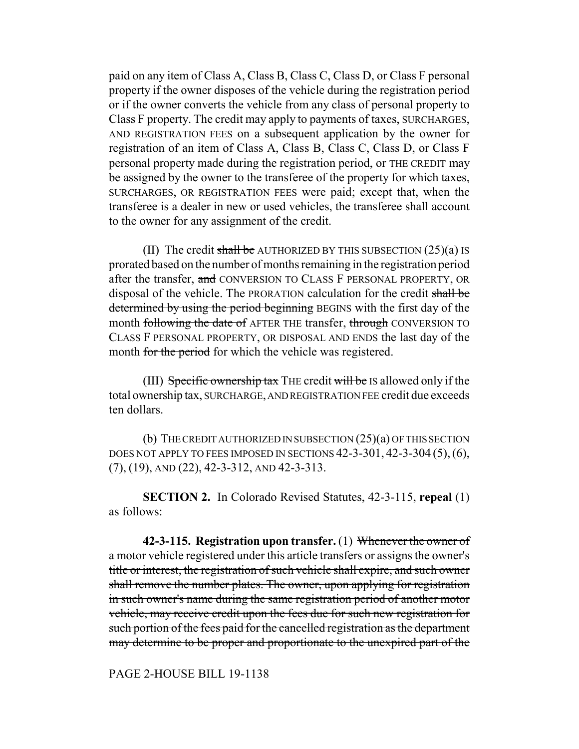paid on any item of Class A, Class B, Class C, Class D, or Class F personal property if the owner disposes of the vehicle during the registration period or if the owner converts the vehicle from any class of personal property to Class F property. The credit may apply to payments of taxes, SURCHARGES, AND REGISTRATION FEES on a subsequent application by the owner for registration of an item of Class A, Class B, Class C, Class D, or Class F personal property made during the registration period, or THE CREDIT may be assigned by the owner to the transferee of the property for which taxes, SURCHARGES, OR REGISTRATION FEES were paid; except that, when the transferee is a dealer in new or used vehicles, the transferee shall account to the owner for any assignment of the credit.

(II) The credit ~~shall be~~ AUTHORIZED BY THIS SUBSECTION (25)(a) IS prorated based on the number of months remaining in the registration period after the transfer, ~~and~~ CONVERSION TO CLASS F PERSONAL PROPERTY, OR disposal of the vehicle. The PRORATION calculation for the credit ~~shall be determined by using the period beginning~~ BEGINS with the first day of the month ~~following the date of~~ AFTER THE transfer, ~~through~~ CONVERSION TO CLASS F PERSONAL PROPERTY, OR DISPOSAL AND ENDS the last day of the month ~~for the period~~ for which the vehicle was registered.

(III) ~~Specific ownership tax~~ THE credit ~~will be~~ IS allowed only if the total ownership tax, SURCHARGE, AND REGISTRATION FEE credit due exceeds ten dollars.

(b) THE CREDIT AUTHORIZED IN SUBSECTION (25)(a) OF THIS SECTION DOES NOT APPLY TO FEES IMPOSED IN SECTIONS 42-3-301, 42-3-304 (5), (6), (7), (19), AND (22), 42-3-312, AND 42-3-313.

**SECTION 2.** In Colorado Revised Statutes, 42-3-115, **repeal** (1) as follows:

**42-3-115. Registration upon transfer.** (1) ~~Whenever the owner of a motor vehicle registered under this article transfers or assigns the owner's title or interest, the registration of such vehicle shall expire, and such owner shall remove the number plates. The owner, upon applying for registration in such owner's name during the same registration period of another motor vehicle, may receive credit upon the fees due for such new registration for such portion of the fees paid for the cancelled registration as the department may determine to be proper and proportionate to the unexpired part of the~~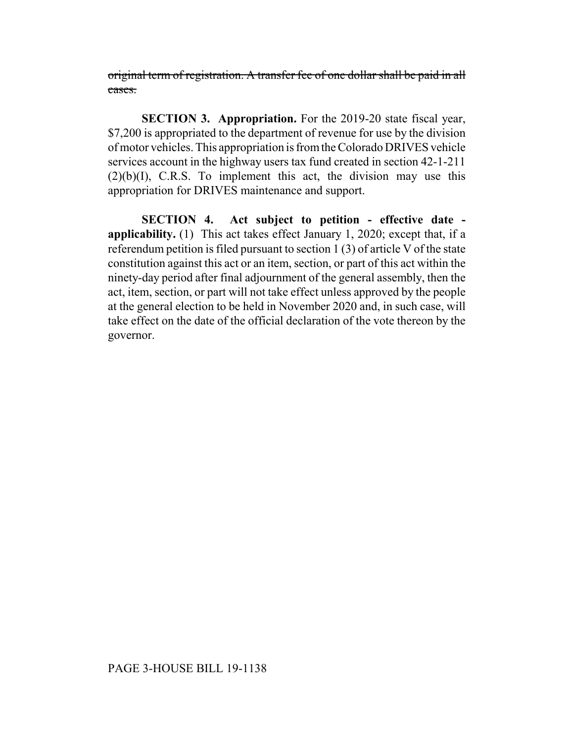~~original term of registration. A transfer fee of one dollar shall be paid in all cases.~~

**SECTION 3. Appropriation.** For the 2019-20 state fiscal year, $7,200 is appropriated to the department of revenue for use by the division of motor vehicles. This appropriation is from the Colorado DRIVES vehicle services account in the highway users tax fund created in section 42-1-211 (2)(b)(I), C.R.S. To implement this act, the division may use this appropriation for DRIVES maintenance and support.

**SECTION 4. Act subject to petition - effective date - applicability.** (1) This act takes effect January 1, 2020; except that, if a referendum petition is filed pursuant to section 1 (3) of article V of the state constitution against this act or an item, section, or part of this act within the ninety-day period after final adjournment of the general assembly, then the act, item, section, or part will not take effect unless approved by the people at the general election to be held in November 2020 and, in such case, will take effect on the date of the official declaration of the vote thereon by the governor.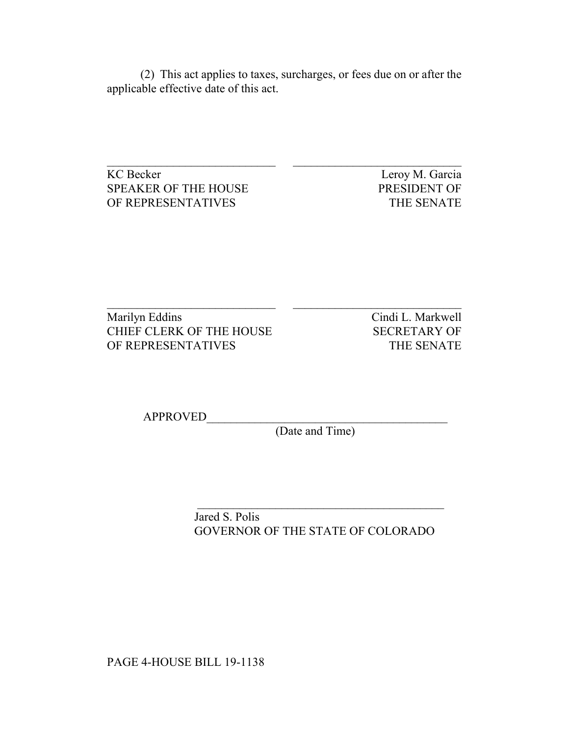(2) This act applies to taxes, surcharges, or fees due on or after the applicable effective date of this act.

____________________________ ____________________________
KC Becker
SPEAKER OF THE HOUSE
OF REPRESENTATIVES

Leroy M. Garcia
PRESIDENT OF
THE SENATE

____________________________ ____________________________
Marilyn Eddins
CHIEF CLERK OF THE HOUSE
OF REPRESENTATIVES

Cindi L. Markwell
SECRETARY OF
THE SENATE

APPROVED________________________________________
(Date and Time)

_________________________________________
Jared S. Polis
GOVERNOR OF THE STATE OF COLORADO

PAGE 4-HOUSE BILL 19-1138